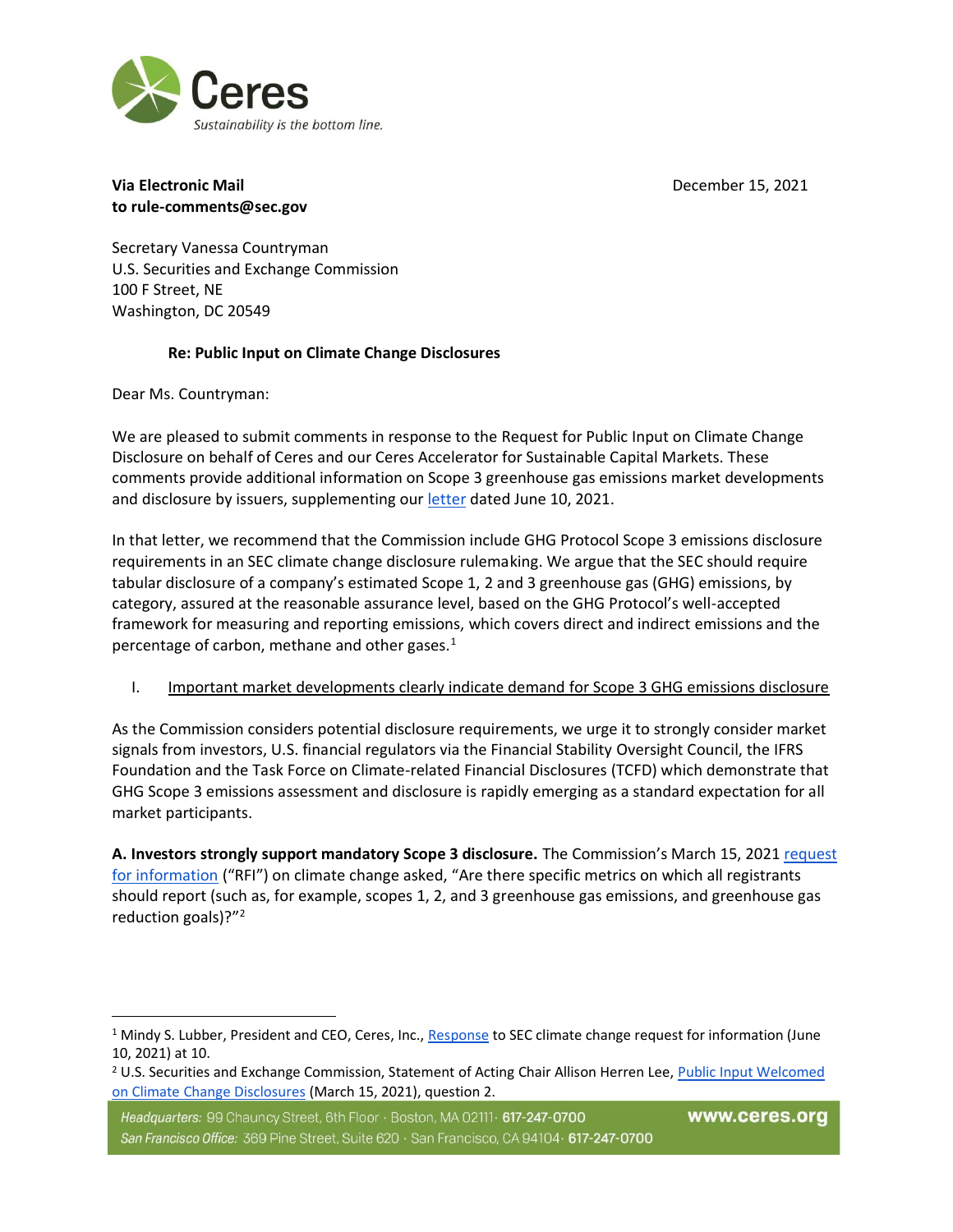Ceres

*Sustainability is the bottom line.*

**Via Electronic Mail**
**to rule-comments@sec.gov**

December 15, 2021

Secretary Vanessa Countryman
U.S. Securities and Exchange Commission
100 F Street, NE
Washington, DC 20549

**Re: Public Input on Climate Change Disclosures**

Dear Ms. Countryman:

We are pleased to submit comments in response to the Request for Public Input on Climate Change Disclosure on behalf of Ceres and our Ceres Accelerator for Sustainable Capital Markets. These comments provide additional information on Scope 3 greenhouse gas emissions market developments and disclosure by issuers, supplementing our letter dated June 10, 2021.

In that letter, we recommend that the Commission include GHG Protocol Scope 3 emissions disclosure requirements in an SEC climate change disclosure rulemaking. We argue that the SEC should require tabular disclosure of a company's estimated Scope 1, 2 and 3 greenhouse gas (GHG) emissions, by category, assured at the reasonable assurance level, based on the GHG Protocol's well-accepted framework for measuring and reporting emissions, which covers direct and indirect emissions and the percentage of carbon, methane and other gases.[1]

I. Important market developments clearly indicate demand for Scope 3 GHG emissions disclosure

As the Commission considers potential disclosure requirements, we urge it to strongly consider market signals from investors, U.S. financial regulators via the Financial Stability Oversight Council, the IFRS Foundation and the Task Force on Climate-related Financial Disclosures (TCFD) which demonstrate that GHG Scope 3 emissions assessment and disclosure is rapidly emerging as a standard expectation for all market participants.

**A. Investors strongly support mandatory Scope 3 disclosure.** The Commission's March 15, 2021 request for information ("RFI") on climate change asked, "Are there specific metrics on which all registrants should report (such as, for example, scopes 1, 2, and 3 greenhouse gas emissions, and greenhouse gas reduction goals)?"[2]

---

[1] Mindy S. Lubber, President and CEO, Ceres, Inc., Response to SEC climate change request for information (June 10, 2021) at 10.

[2] U.S. Securities and Exchange Commission, Statement of Acting Chair Allison Herren Lee, Public Input Welcomed on Climate Change Disclosures (March 15, 2021), question 2.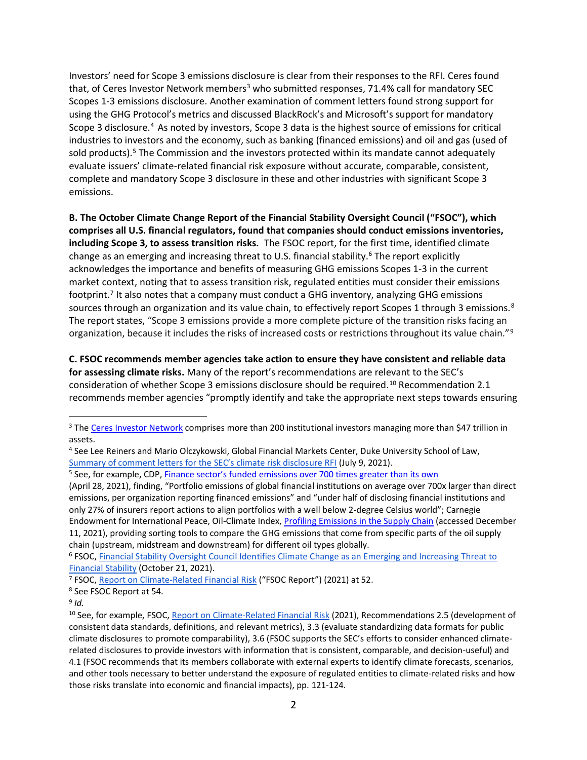Investors' need for Scope 3 emissions disclosure is clear from their responses to the RFI. Ceres found that, of Ceres Investor Network members[3] who submitted responses, 71.4% call for mandatory SEC Scopes 1-3 emissions disclosure. Another examination of comment letters found strong support for using the GHG Protocol's metrics and discussed BlackRock's and Microsoft's support for mandatory Scope 3 disclosure.[4] As noted by investors, Scope 3 data is the highest source of emissions for critical industries to investors and the economy, such as banking (financed emissions) and oil and gas (used of sold products).[5] The Commission and the investors protected within its mandate cannot adequately evaluate issuers' climate-related financial risk exposure without accurate, comparable, consistent, complete and mandatory Scope 3 disclosure in these and other industries with significant Scope 3 emissions.

**B. The October Climate Change Report of the Financial Stability Oversight Council ("FSOC"), which comprises all U.S. financial regulators, found that companies should conduct emissions inventories, including Scope 3, to assess transition risks.** The FSOC report, for the first time, identified climate change as an emerging and increasing threat to U.S. financial stability.[6] The report explicitly acknowledges the importance and benefits of measuring GHG emissions Scopes 1-3 in the current market context, noting that to assess transition risk, regulated entities must consider their emissions footprint.[7] It also notes that a company must conduct a GHG inventory, analyzing GHG emissions sources through an organization and its value chain, to effectively report Scopes 1 through 3 emissions.[8] The report states, "Scope 3 emissions provide a more complete picture of the transition risks facing an organization, because it includes the risks of increased costs or restrictions throughout its value chain."[9]

**C. FSOC recommends member agencies take action to ensure they have consistent and reliable data for assessing climate risks.** Many of the report's recommendations are relevant to the SEC's consideration of whether Scope 3 emissions disclosure should be required.[10] Recommendation 2.1 recommends member agencies "promptly identify and take the appropriate next steps towards ensuring

---

[3] The Ceres Investor Network comprises more than 200 institutional investors managing more than $47 trillion in assets.

[4] See Lee Reiners and Mario Olczykowski, Global Financial Markets Center, Duke University School of Law, Summary of comment letters for the SEC's climate risk disclosure RFI (July 9, 2021).

[5] See, for example, CDP, Finance sector's funded emissions over 700 times greater than its own (April 28, 2021), finding, "Portfolio emissions of global financial institutions on average over 700x larger than direct emissions, per organization reporting financed emissions" and "under half of disclosing financial institutions and only 27% of insurers report actions to align portfolios with a well below 2-degree Celsius world"; Carnegie Endowment for International Peace, Oil-Climate Index, Profiling Emissions in the Supply Chain (accessed December 11, 2021), providing sorting tools to compare the GHG emissions that come from specific parts of the oil supply chain (upstream, midstream and downstream) for different oil types globally.

[6] FSOC, Financial Stability Oversight Council Identifies Climate Change as an Emerging and Increasing Threat to Financial Stability (October 21, 2021).

[7] FSOC, Report on Climate-Related Financial Risk ("FSOC Report") (2021) at 52.

[8] See FSOC Report at 54.

[9] *Id.*

[10] See, for example, FSOC, Report on Climate-Related Financial Risk (2021), Recommendations 2.5 (development of consistent data standards, definitions, and relevant metrics), 3.3 (evaluate standardizing data formats for public climate disclosures to promote comparability), 3.6 (FSOC supports the SEC's efforts to consider enhanced climate-related disclosures to provide investors with information that is consistent, comparable, and decision-useful) and 4.1 (FSOC recommends that its members collaborate with external experts to identify climate forecasts, scenarios, and other tools necessary to better understand the exposure of regulated entities to climate-related risks and how those risks translate into economic and financial impacts), pp. 121-124.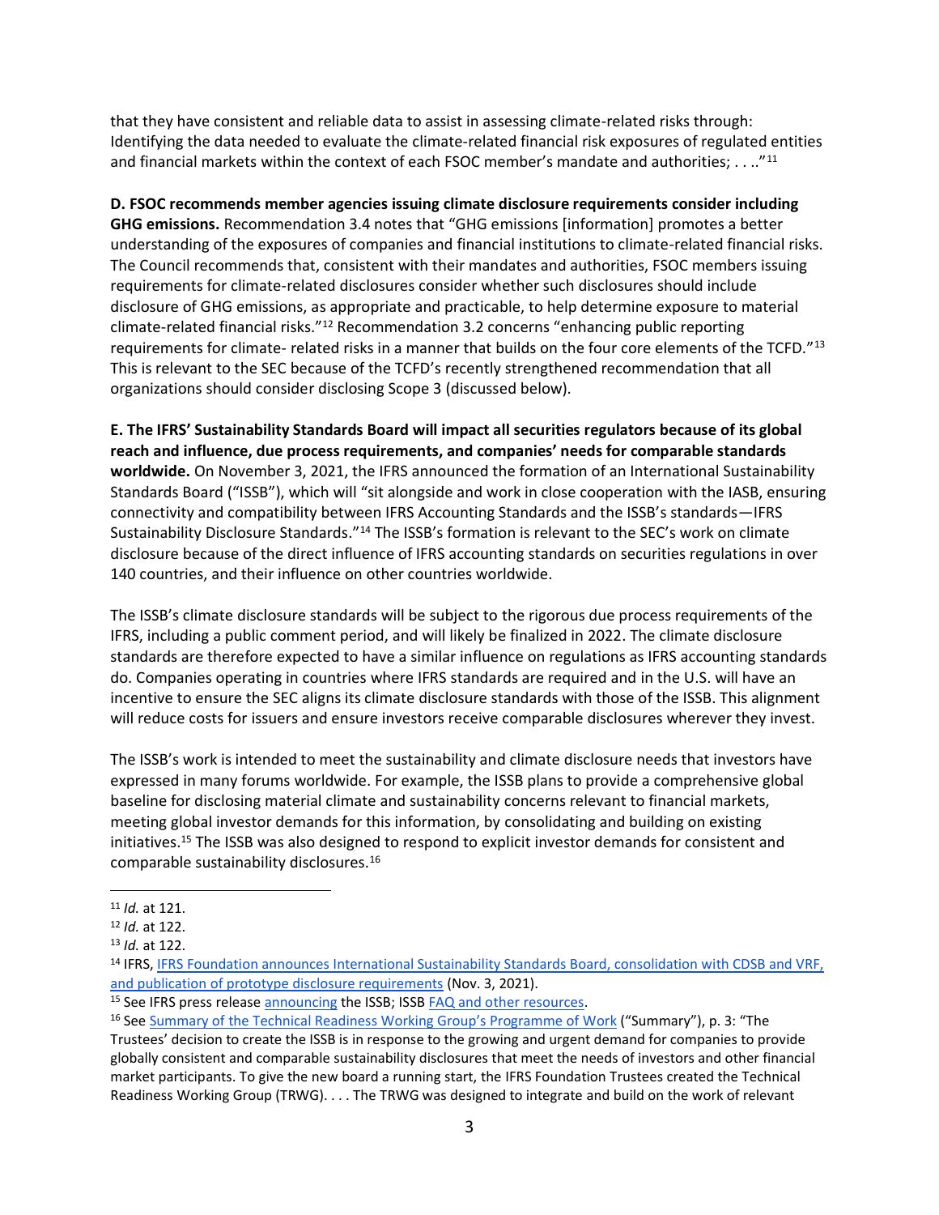that they have consistent and reliable data to assist in assessing climate-related risks through: Identifying the data needed to evaluate the climate-related financial risk exposures of regulated entities and financial markets within the context of each FSOC member's mandate and authorities; . . . ."[11]

**D. FSOC recommends member agencies issuing climate disclosure requirements consider including GHG emissions.** Recommendation 3.4 notes that "GHG emissions [information] promotes a better understanding of the exposures of companies and financial institutions to climate-related financial risks. The Council recommends that, consistent with their mandates and authorities, FSOC members issuing requirements for climate-related disclosures consider whether such disclosures should include disclosure of GHG emissions, as appropriate and practicable, to help determine exposure to material climate-related financial risks."[12] Recommendation 3.2 concerns "enhancing public reporting requirements for climate- related risks in a manner that builds on the four core elements of the TCFD."[13] This is relevant to the SEC because of the TCFD's recently strengthened recommendation that all organizations should consider disclosing Scope 3 (discussed below).

**E. The IFRS' Sustainability Standards Board will impact all securities regulators because of its global reach and influence, due process requirements, and companies' needs for comparable standards worldwide.** On November 3, 2021, the IFRS announced the formation of an International Sustainability Standards Board ("ISSB"), which will "sit alongside and work in close cooperation with the IASB, ensuring connectivity and compatibility between IFRS Accounting Standards and the ISSB's standards—IFRS Sustainability Disclosure Standards."[14] The ISSB's formation is relevant to the SEC's work on climate disclosure because of the direct influence of IFRS accounting standards on securities regulations in over 140 countries, and their influence on other countries worldwide.

The ISSB's climate disclosure standards will be subject to the rigorous due process requirements of the IFRS, including a public comment period, and will likely be finalized in 2022. The climate disclosure standards are therefore expected to have a similar influence on regulations as IFRS accounting standards do. Companies operating in countries where IFRS standards are required and in the U.S. will have an incentive to ensure the SEC aligns its climate disclosure standards with those of the ISSB. This alignment will reduce costs for issuers and ensure investors receive comparable disclosures wherever they invest.

The ISSB's work is intended to meet the sustainability and climate disclosure needs that investors have expressed in many forums worldwide. For example, the ISSB plans to provide a comprehensive global baseline for disclosing material climate and sustainability concerns relevant to financial markets, meeting global investor demands for this information, by consolidating and building on existing initiatives.[15] The ISSB was also designed to respond to explicit investor demands for consistent and comparable sustainability disclosures.[16]

---

[11] *Id.* at 121.

[12] *Id.* at 122.

[13] *Id.* at 122.

[14] IFRS, IFRS Foundation announces International Sustainability Standards Board, consolidation with CDSB and VRF, and publication of prototype disclosure requirements (Nov. 3, 2021).

[15] See IFRS press release announcing the ISSB; ISSB FAQ and other resources.

[16] See Summary of the Technical Readiness Working Group's Programme of Work ("Summary"), p. 3: "The Trustees' decision to create the ISSB is in response to the growing and urgent demand for companies to provide globally consistent and comparable sustainability disclosures that meet the needs of investors and other financial market participants. To give the new board a running start, the IFRS Foundation Trustees created the Technical Readiness Working Group (TRWG). . . . The TRWG was designed to integrate and build on the work of relevant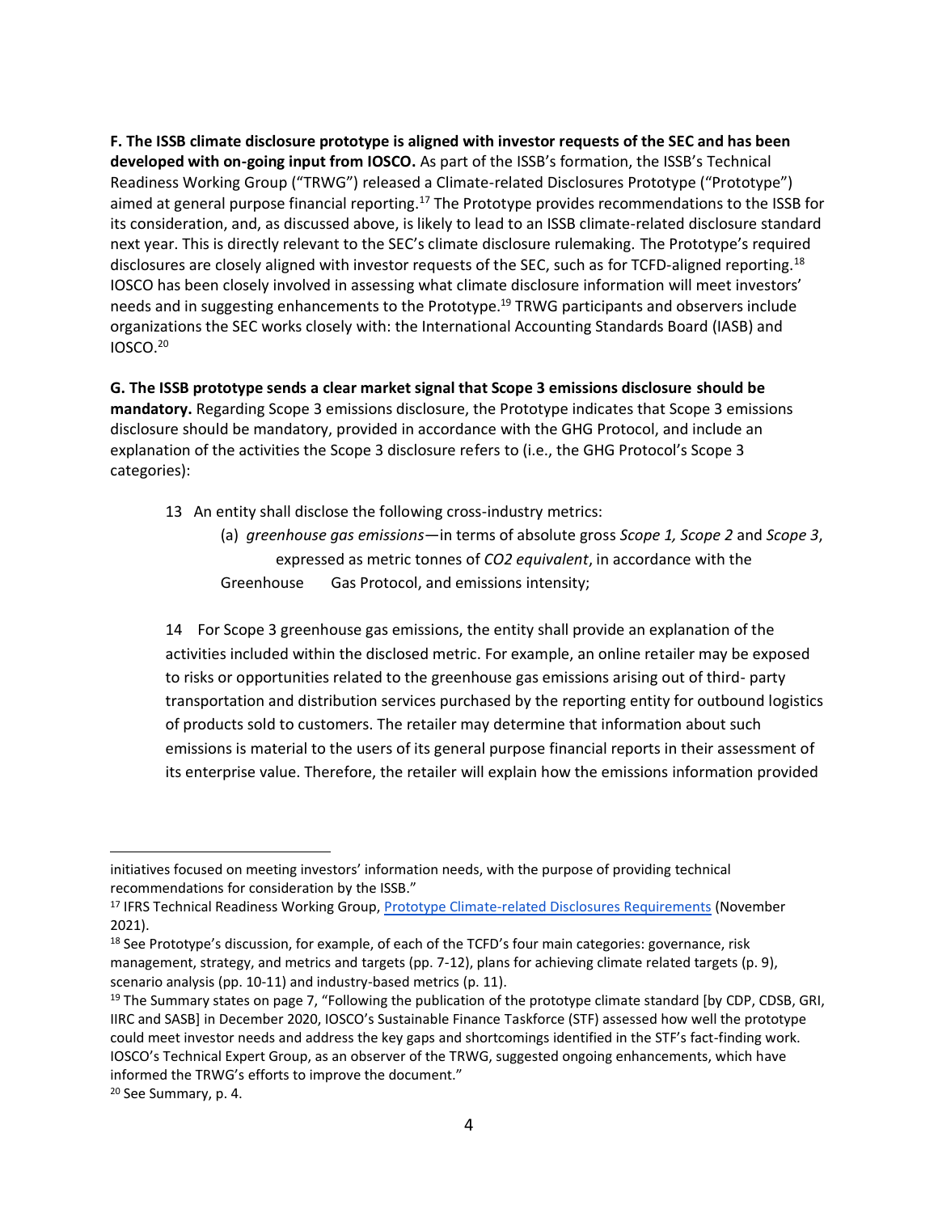**F. The ISSB climate disclosure prototype is aligned with investor requests of the SEC and has been developed with on-going input from IOSCO.** As part of the ISSB's formation, the ISSB's Technical Readiness Working Group ("TRWG") released a Climate-related Disclosures Prototype ("Prototype") aimed at general purpose financial reporting.[17] The Prototype provides recommendations to the ISSB for its consideration, and, as discussed above, is likely to lead to an ISSB climate-related disclosure standard next year. This is directly relevant to the SEC's climate disclosure rulemaking. The Prototype's required disclosures are closely aligned with investor requests of the SEC, such as for TCFD-aligned reporting.[18] IOSCO has been closely involved in assessing what climate disclosure information will meet investors' needs and in suggesting enhancements to the Prototype.[19] TRWG participants and observers include organizations the SEC works closely with: the International Accounting Standards Board (IASB) and IOSCO.[20]

**G. The ISSB prototype sends a clear market signal that Scope 3 emissions disclosure should be mandatory.** Regarding Scope 3 emissions disclosure, the Prototype indicates that Scope 3 emissions disclosure should be mandatory, provided in accordance with the GHG Protocol, and include an explanation of the activities the Scope 3 disclosure refers to (i.e., the GHG Protocol's Scope 3 categories):

> 13 An entity shall disclose the following cross-industry metrics:
>
> (a) *greenhouse gas emissions*—in terms of absolute gross *Scope 1, Scope 2* and *Scope 3*, expressed as metric tonnes of *CO2 equivalent*, in accordance with the Greenhouse Gas Protocol, and emissions intensity;
>
> 14 For Scope 3 greenhouse gas emissions, the entity shall provide an explanation of the activities included within the disclosed metric. For example, an online retailer may be exposed to risks or opportunities related to the greenhouse gas emissions arising out of third- party transportation and distribution services purchased by the reporting entity for outbound logistics of products sold to customers. The retailer may determine that information about such emissions is material to the users of its general purpose financial reports in their assessment of its enterprise value. Therefore, the retailer will explain how the emissions information provided

---

initiatives focused on meeting investors' information needs, with the purpose of providing technical recommendations for consideration by the ISSB."

[17] IFRS Technical Readiness Working Group, Prototype Climate-related Disclosures Requirements (November 2021).

[18] See Prototype's discussion, for example, of each of the TCFD's four main categories: governance, risk management, strategy, and metrics and targets (pp. 7-12), plans for achieving climate related targets (p. 9), scenario analysis (pp. 10-11) and industry-based metrics (p. 11).

[19] The Summary states on page 7, "Following the publication of the prototype climate standard [by CDP, CDSB, GRI, IIRC and SASB] in December 2020, IOSCO's Sustainable Finance Taskforce (STF) assessed how well the prototype could meet investor needs and address the key gaps and shortcomings identified in the STF's fact-finding work. IOSCO's Technical Expert Group, as an observer of the TRWG, suggested ongoing enhancements, which have informed the TRWG's efforts to improve the document."

[20] See Summary, p. 4.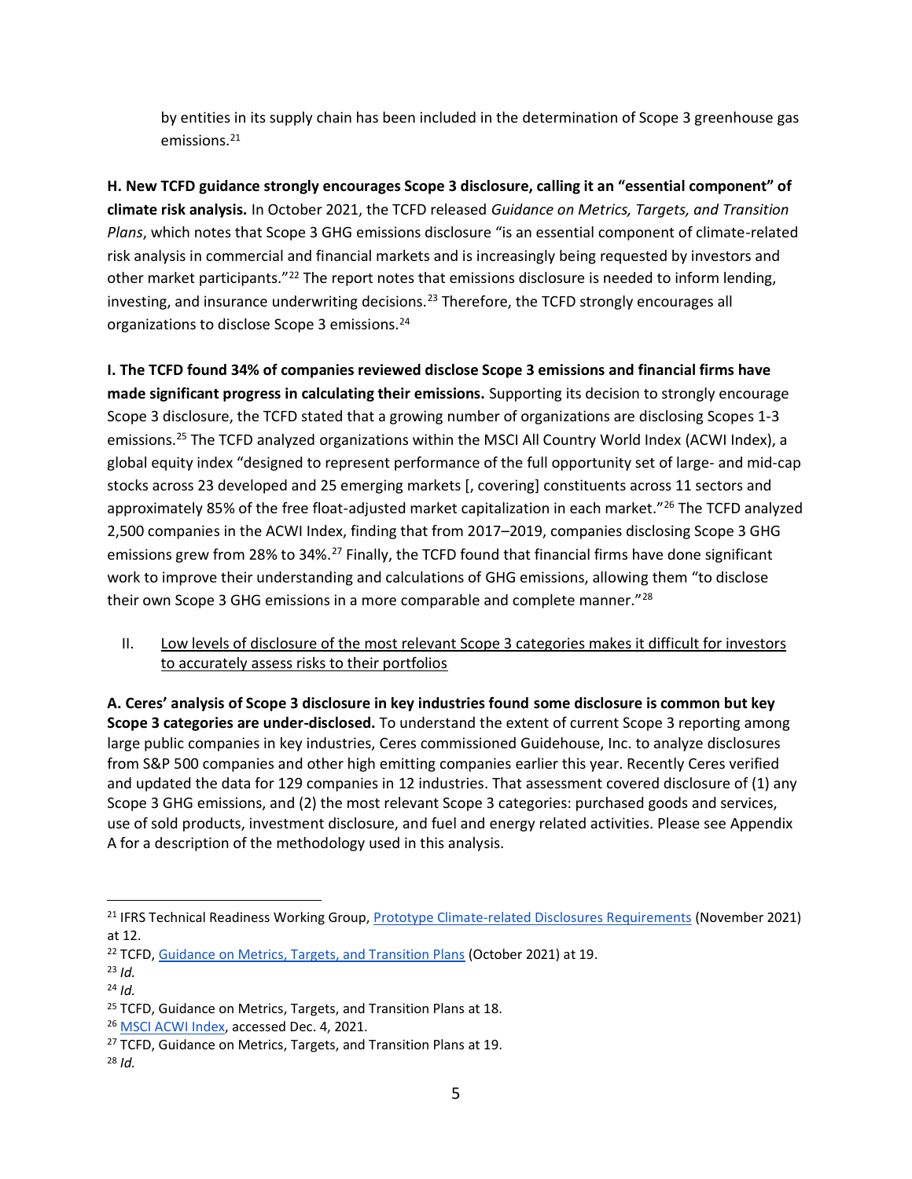by entities in its supply chain has been included in the determination of Scope 3 greenhouse gas emissions.[21]

**H. New TCFD guidance strongly encourages Scope 3 disclosure, calling it an "essential component" of climate risk analysis.** In October 2021, the TCFD released *Guidance on Metrics, Targets, and Transition Plans*, which notes that Scope 3 GHG emissions disclosure "is an essential component of climate-related risk analysis in commercial and financial markets and is increasingly being requested by investors and other market participants."[22] The report notes that emissions disclosure is needed to inform lending, investing, and insurance underwriting decisions.[23] Therefore, the TCFD strongly encourages all organizations to disclose Scope 3 emissions.[24]

**I. The TCFD found 34% of companies reviewed disclose Scope 3 emissions and financial firms have made significant progress in calculating their emissions.** Supporting its decision to strongly encourage Scope 3 disclosure, the TCFD stated that a growing number of organizations are disclosing Scopes 1-3 emissions.[25] The TCFD analyzed organizations within the MSCI All Country World Index (ACWI Index), a global equity index "designed to represent performance of the full opportunity set of large- and mid-cap stocks across 23 developed and 25 emerging markets [, covering] constituents across 11 sectors and approximately 85% of the free float-adjusted market capitalization in each market."[26] The TCFD analyzed 2,500 companies in the ACWI Index, finding that from 2017–2019, companies disclosing Scope 3 GHG emissions grew from 28% to 34%.[27] Finally, the TCFD found that financial firms have done significant work to improve their understanding and calculations of GHG emissions, allowing them "to disclose their own Scope 3 GHG emissions in a more comparable and complete manner."[28]

## II. Low levels of disclosure of the most relevant Scope 3 categories makes it difficult for investors to accurately assess risks to their portfolios

**A. Ceres' analysis of Scope 3 disclosure in key industries found some disclosure is common but key Scope 3 categories are under-disclosed.** To understand the extent of current Scope 3 reporting among large public companies in key industries, Ceres commissioned Guidehouse, Inc. to analyze disclosures from S&P 500 companies and other high emitting companies earlier this year. Recently Ceres verified and updated the data for 129 companies in 12 industries. That assessment covered disclosure of (1) any Scope 3 GHG emissions, and (2) the most relevant Scope 3 categories: purchased goods and services, use of sold products, investment disclosure, and fuel and energy related activities. Please see Appendix A for a description of the methodology used in this analysis.

---

[21] IFRS Technical Readiness Working Group, Prototype Climate-related Disclosures Requirements (November 2021) at 12.

[22] TCFD, Guidance on Metrics, Targets, and Transition Plans (October 2021) at 19.

[23] *Id.*

[24] *Id.*

[25] TCFD, Guidance on Metrics, Targets, and Transition Plans at 18.

[26] MSCI ACWI Index, accessed Dec. 4, 2021.

[27] TCFD, Guidance on Metrics, Targets, and Transition Plans at 19.

[28] *Id.*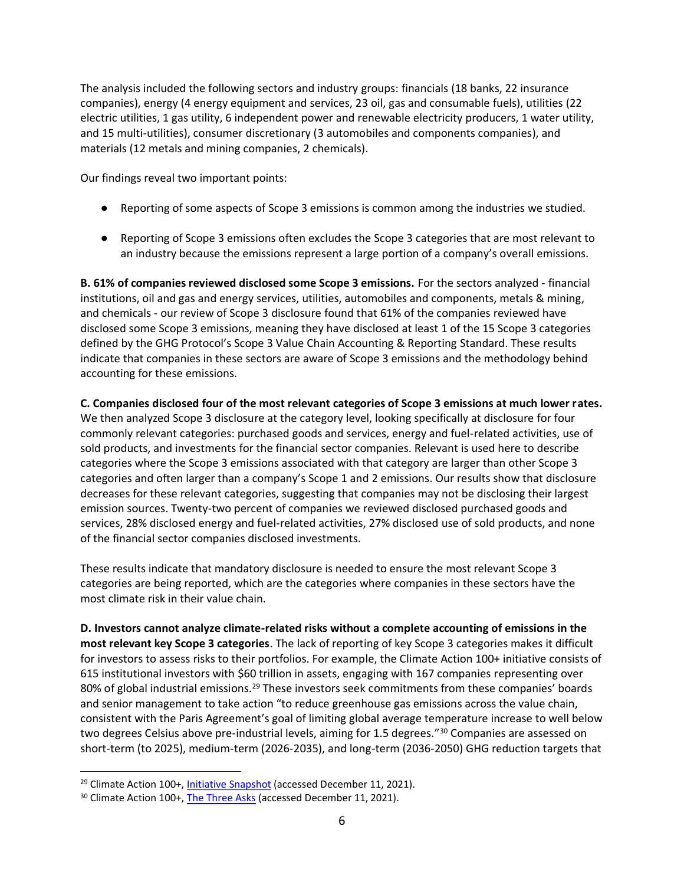The analysis included the following sectors and industry groups: financials (18 banks, 22 insurance companies), energy (4 energy equipment and services, 23 oil, gas and consumable fuels), utilities (22 electric utilities, 1 gas utility, 6 independent power and renewable electricity producers, 1 water utility, and 15 multi-utilities), consumer discretionary (3 automobiles and components companies), and materials (12 metals and mining companies, 2 chemicals).

Our findings reveal two important points:

- Reporting of some aspects of Scope 3 emissions is common among the industries we studied.
- Reporting of Scope 3 emissions often excludes the Scope 3 categories that are most relevant to an industry because the emissions represent a large portion of a company's overall emissions.

**B. 61% of companies reviewed disclosed some Scope 3 emissions.** For the sectors analyzed - financial institutions, oil and gas and energy services, utilities, automobiles and components, metals & mining, and chemicals - our review of Scope 3 disclosure found that 61% of the companies reviewed have disclosed some Scope 3 emissions, meaning they have disclosed at least 1 of the 15 Scope 3 categories defined by the GHG Protocol's Scope 3 Value Chain Accounting & Reporting Standard. These results indicate that companies in these sectors are aware of Scope 3 emissions and the methodology behind accounting for these emissions.

**C. Companies disclosed four of the most relevant categories of Scope 3 emissions at much lower rates.** We then analyzed Scope 3 disclosure at the category level, looking specifically at disclosure for four commonly relevant categories: purchased goods and services, energy and fuel-related activities, use of sold products, and investments for the financial sector companies. Relevant is used here to describe categories where the Scope 3 emissions associated with that category are larger than other Scope 3 categories and often larger than a company's Scope 1 and 2 emissions. Our results show that disclosure decreases for these relevant categories, suggesting that companies may not be disclosing their largest emission sources. Twenty-two percent of companies we reviewed disclosed purchased goods and services, 28% disclosed energy and fuel-related activities, 27% disclosed use of sold products, and none of the financial sector companies disclosed investments.

These results indicate that mandatory disclosure is needed to ensure the most relevant Scope 3 categories are being reported, which are the categories where companies in these sectors have the most climate risk in their value chain.

**D. Investors cannot analyze climate-related risks without a complete accounting of emissions in the most relevant key Scope 3 categories**. The lack of reporting of key Scope 3 categories makes it difficult for investors to assess risks to their portfolios. For example, the Climate Action 100+ initiative consists of 615 institutional investors with $60 trillion in assets, engaging with 167 companies representing over 80% of global industrial emissions.[29] These investors seek commitments from these companies' boards and senior management to take action "to reduce greenhouse gas emissions across the value chain, consistent with the Paris Agreement's goal of limiting global average temperature increase to well below two degrees Celsius above pre-industrial levels, aiming for 1.5 degrees."[30] Companies are assessed on short-term (to 2025), medium-term (2026-2035), and long-term (2036-2050) GHG reduction targets that

[29] Climate Action 100+, Initiative Snapshot (accessed December 11, 2021).

[30] Climate Action 100+, The Three Asks (accessed December 11, 2021).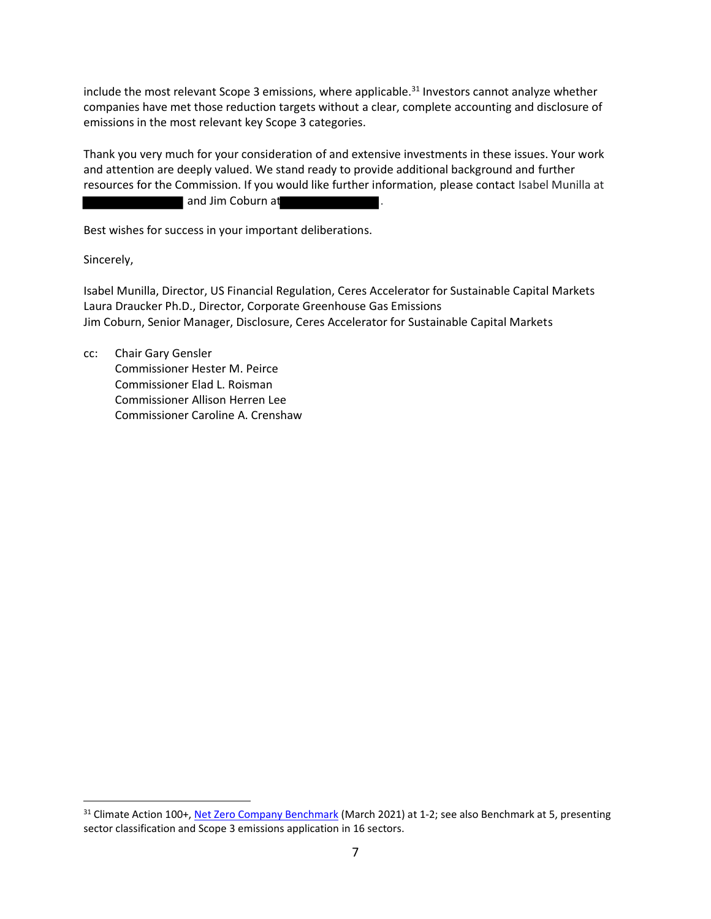include the most relevant Scope 3 emissions, where applicable.[31] Investors cannot analyze whether companies have met those reduction targets without a clear, complete accounting and disclosure of emissions in the most relevant key Scope 3 categories.

Thank you very much for your consideration of and extensive investments in these issues. Your work and attention are deeply valued. We stand ready to provide additional background and further resources for the Commission. If you would like further information, please contact Isabel Munilla at [redacted] and Jim Coburn at [redacted].

Best wishes for success in your important deliberations.

Sincerely,

Isabel Munilla, Director, US Financial Regulation, Ceres Accelerator for Sustainable Capital Markets
Laura Draucker Ph.D., Director, Corporate Greenhouse Gas Emissions
Jim Coburn, Senior Manager, Disclosure, Ceres Accelerator for Sustainable Capital Markets

cc: Chair Gary Gensler
Commissioner Hester M. Peirce
Commissioner Elad L. Roisman
Commissioner Allison Herren Lee
Commissioner Caroline A. Crenshaw

---

[31] Climate Action 100+, Net Zero Company Benchmark (March 2021) at 1-2; see also Benchmark at 5, presenting sector classification and Scope 3 emissions application in 16 sectors.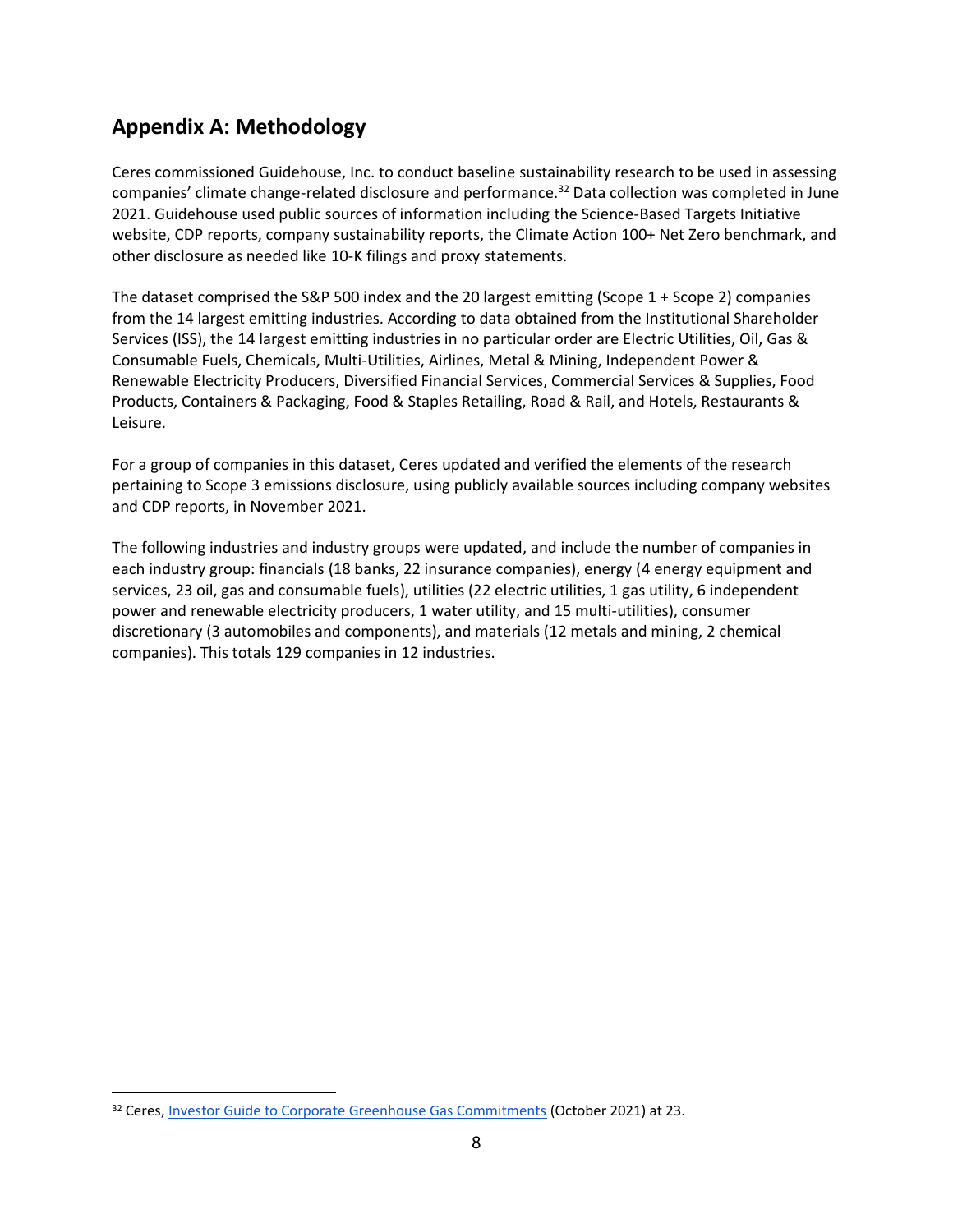## Appendix A: Methodology

Ceres commissioned Guidehouse, Inc. to conduct baseline sustainability research to be used in assessing companies' climate change-related disclosure and performance.[32] Data collection was completed in June 2021. Guidehouse used public sources of information including the Science-Based Targets Initiative website, CDP reports, company sustainability reports, the Climate Action 100+ Net Zero benchmark, and other disclosure as needed like 10-K filings and proxy statements.

The dataset comprised the S&P 500 index and the 20 largest emitting (Scope 1 + Scope 2) companies from the 14 largest emitting industries. According to data obtained from the Institutional Shareholder Services (ISS), the 14 largest emitting industries in no particular order are Electric Utilities, Oil, Gas & Consumable Fuels, Chemicals, Multi-Utilities, Airlines, Metal & Mining, Independent Power & Renewable Electricity Producers, Diversified Financial Services, Commercial Services & Supplies, Food Products, Containers & Packaging, Food & Staples Retailing, Road & Rail, and Hotels, Restaurants & Leisure.

For a group of companies in this dataset, Ceres updated and verified the elements of the research pertaining to Scope 3 emissions disclosure, using publicly available sources including company websites and CDP reports, in November 2021.

The following industries and industry groups were updated, and include the number of companies in each industry group: financials (18 banks, 22 insurance companies), energy (4 energy equipment and services, 23 oil, gas and consumable fuels), utilities (22 electric utilities, 1 gas utility, 6 independent power and renewable electricity producers, 1 water utility, and 15 multi-utilities), consumer discretionary (3 automobiles and components), and materials (12 metals and mining, 2 chemical companies). This totals 129 companies in 12 industries.

---

[32] Ceres, Investor Guide to Corporate Greenhouse Gas Commitments (October 2021) at 23.